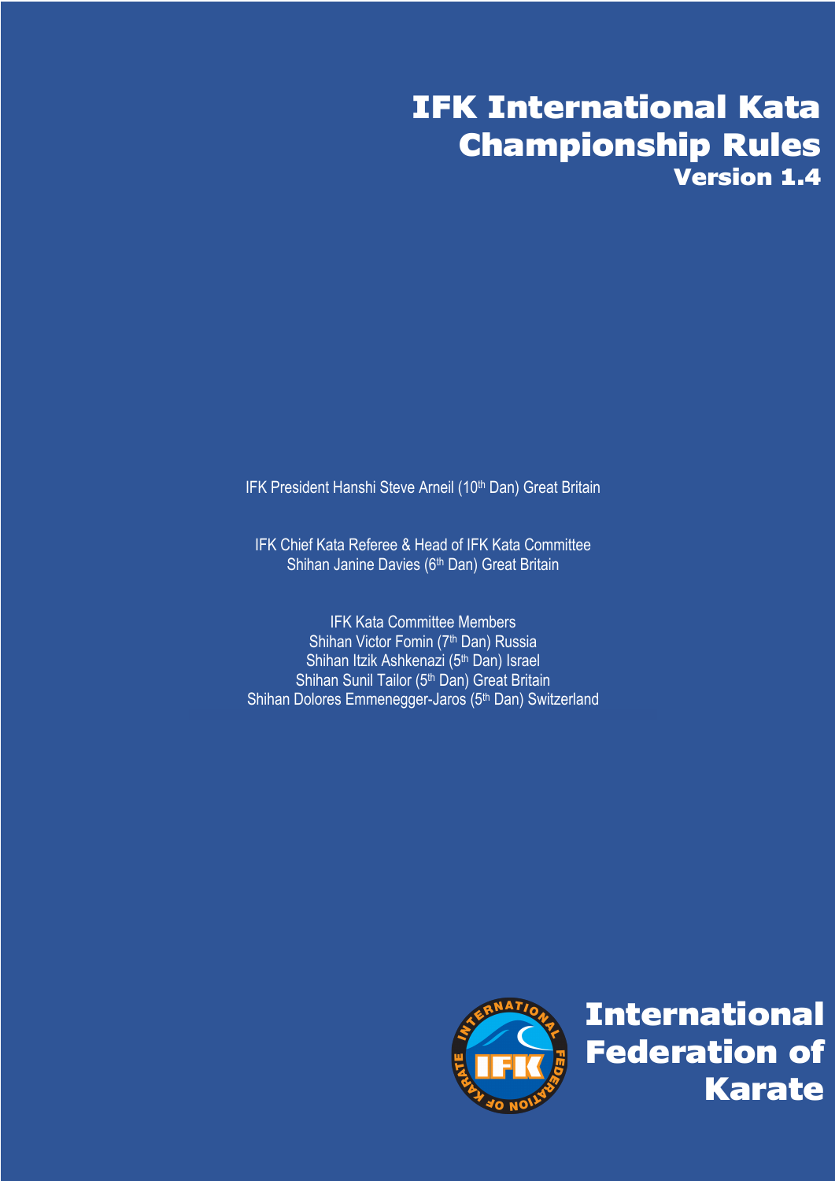# IFK International Kata Championship Rules

**Version 1.4**

IFK President Hanshi Steve Arneil (10th Dan) Great Britain

IFK Chief Kata Referee & Head of IFK Kata Committee
Shihan Janine Davies (6th Dan) Great Britain

IFK Kata Committee Members
Shihan Victor Fomin (7th Dan) Russia
Shihan Itzik Ashkenazi (5th Dan) Israel
Shihan Sunil Tailor (5th Dan) Great Britain
Shihan Dolores Emmenegger-Jaros (5th Dan) Switzerland

**International Federation of Karate**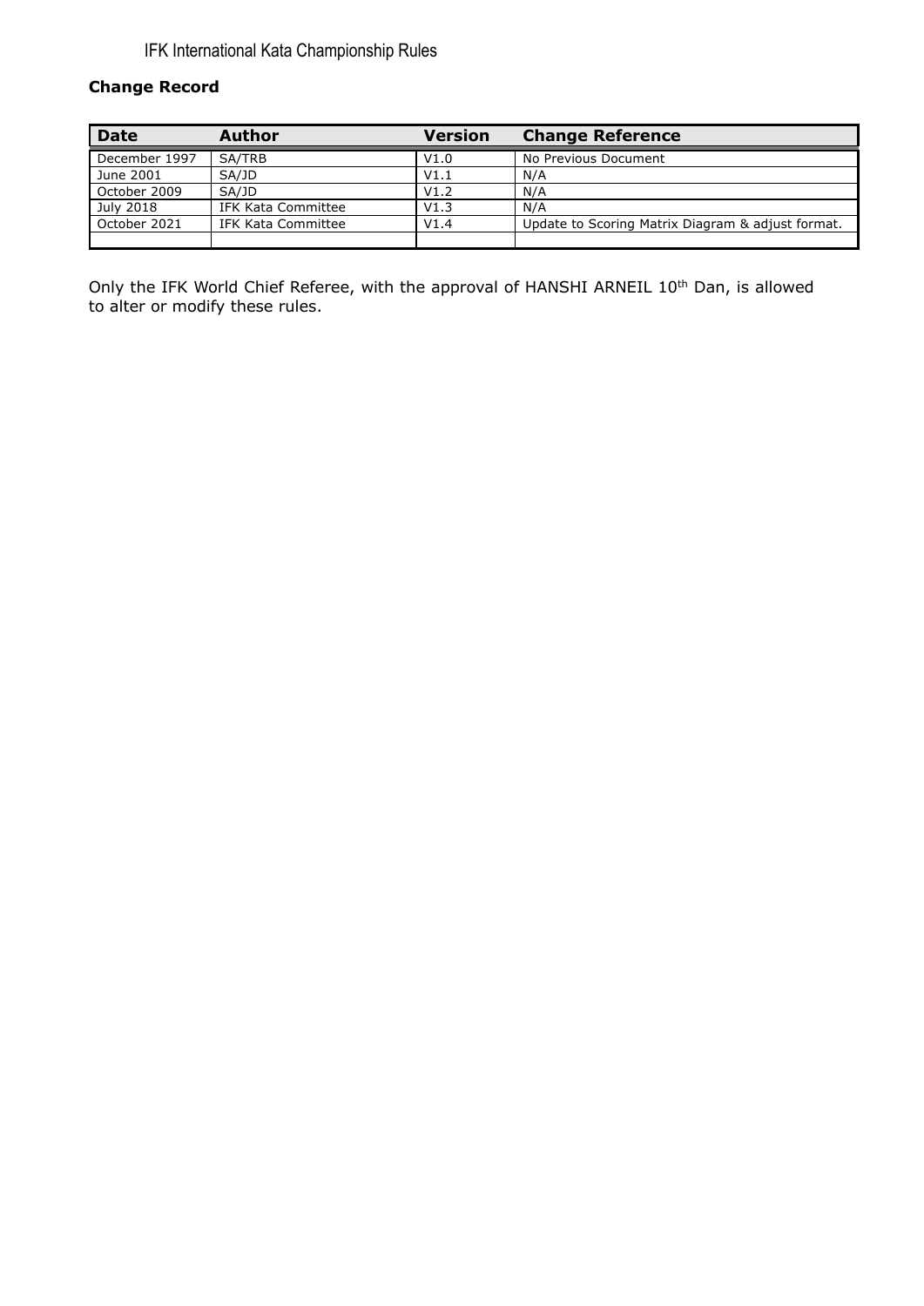**Change Record**

| Date | Author | Version | Change Reference |
| --- | --- | --- | --- |
| December 1997 | SA/TRB | V1.0 | No Previous Document |
| June 2001 | SA/JD | V1.1 | N/A |
| October 2009 | SA/JD | V1.2 | N/A |
| July 2018 | IFK Kata Committee | V1.3 | N/A |
| October 2021 | IFK Kata Committee | V1.4 | Update to Scoring Matrix Diagram & adjust format. |
| | | | |

Only the IFK World Chief Referee, with the approval of HANSHI ARNEIL 10th Dan, is allowed to alter or modify these rules.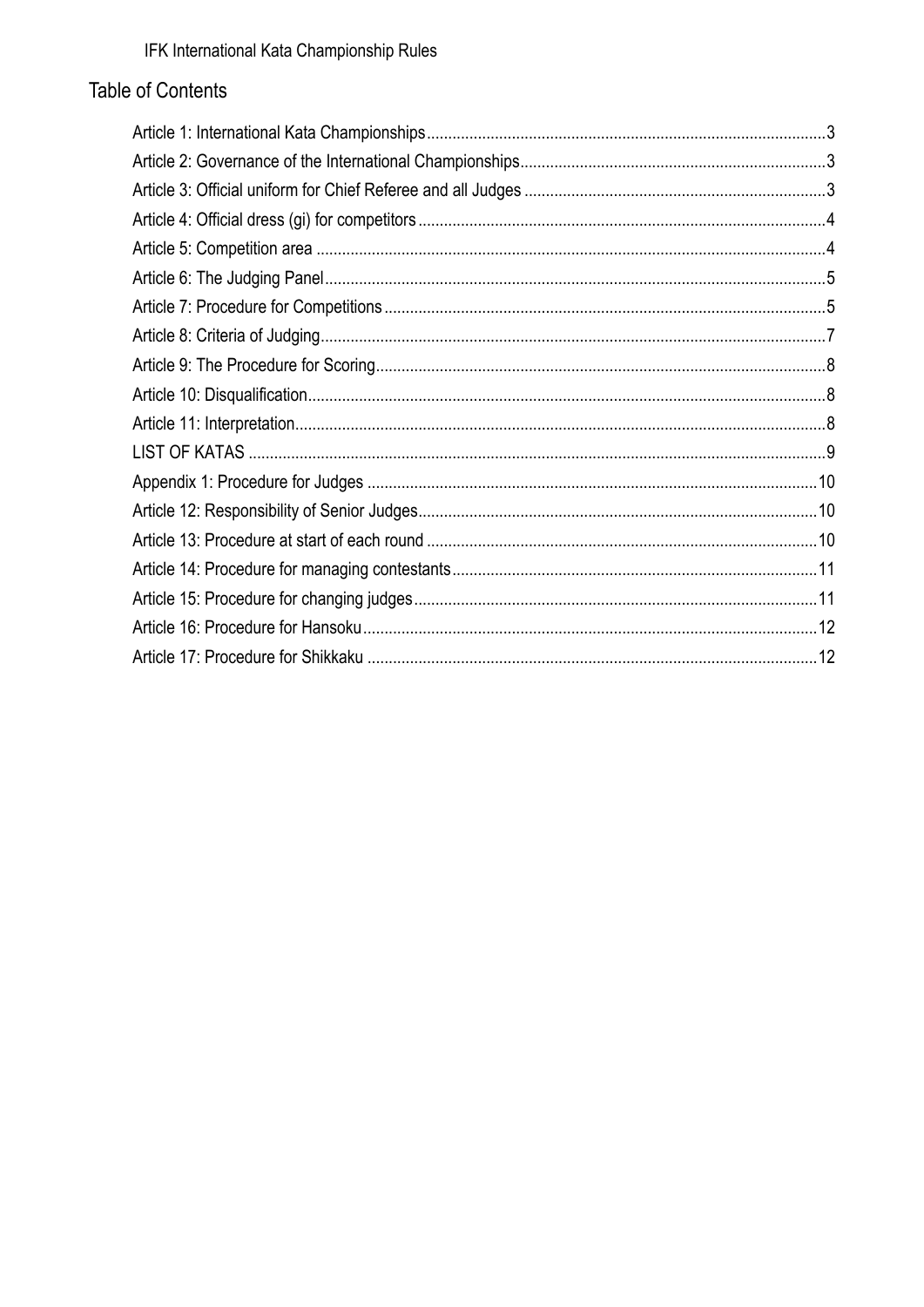## Table of Contents

- Article 1: International Kata Championships ... 3
- Article 2: Governance of the International Championships ... 3
- Article 3: Official uniform for Chief Referee and all Judges ... 3
- Article 4: Official dress (gi) for competitors ... 4
- Article 5: Competition area ... 4
- Article 6: The Judging Panel ... 5
- Article 7: Procedure for Competitions ... 5
- Article 8: Criteria of Judging ... 7
- Article 9: The Procedure for Scoring ... 8
- Article 10: Disqualification ... 8
- Article 11: Interpretation ... 8
- LIST OF KATAS ... 9
- Appendix 1: Procedure for Judges ... 10
- Article 12: Responsibility of Senior Judges ... 10
- Article 13: Procedure at start of each round ... 10
- Article 14: Procedure for managing contestants ... 11
- Article 15: Procedure for changing judges ... 11
- Article 16: Procedure for Hansoku ... 12
- Article 17: Procedure for Shikkaku ... 12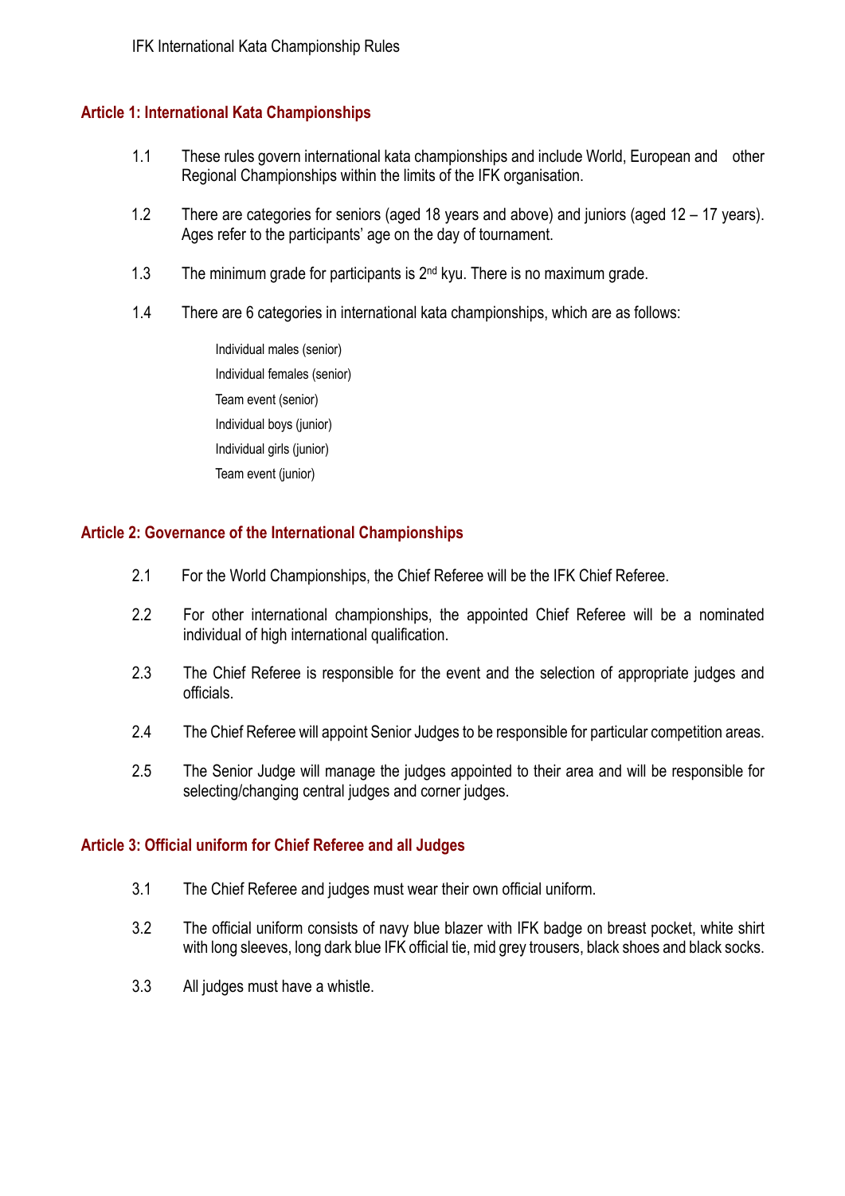## Article 1: International Kata Championships

1.1 These rules govern international kata championships and include World, European and other Regional Championships within the limits of the IFK organisation.

1.2 There are categories for seniors (aged 18 years and above) and juniors (aged 12 – 17 years). Ages refer to the participants' age on the day of tournament.

1.3 The minimum grade for participants is 2nd kyu. There is no maximum grade.

1.4 There are 6 categories in international kata championships, which are as follows:

- Individual males (senior)
- Individual females (senior)
- Team event (senior)
- Individual boys (junior)
- Individual girls (junior)
- Team event (junior)

## Article 2: Governance of the International Championships

2.1 For the World Championships, the Chief Referee will be the IFK Chief Referee.

2.2 For other international championships, the appointed Chief Referee will be a nominated individual of high international qualification.

2.3 The Chief Referee is responsible for the event and the selection of appropriate judges and officials.

2.4 The Chief Referee will appoint Senior Judges to be responsible for particular competition areas.

2.5 The Senior Judge will manage the judges appointed to their area and will be responsible for selecting/changing central judges and corner judges.

## Article 3: Official uniform for Chief Referee and all Judges

3.1 The Chief Referee and judges must wear their own official uniform.

3.2 The official uniform consists of navy blue blazer with IFK badge on breast pocket, white shirt with long sleeves, long dark blue IFK official tie, mid grey trousers, black shoes and black socks.

3.3 All judges must have a whistle.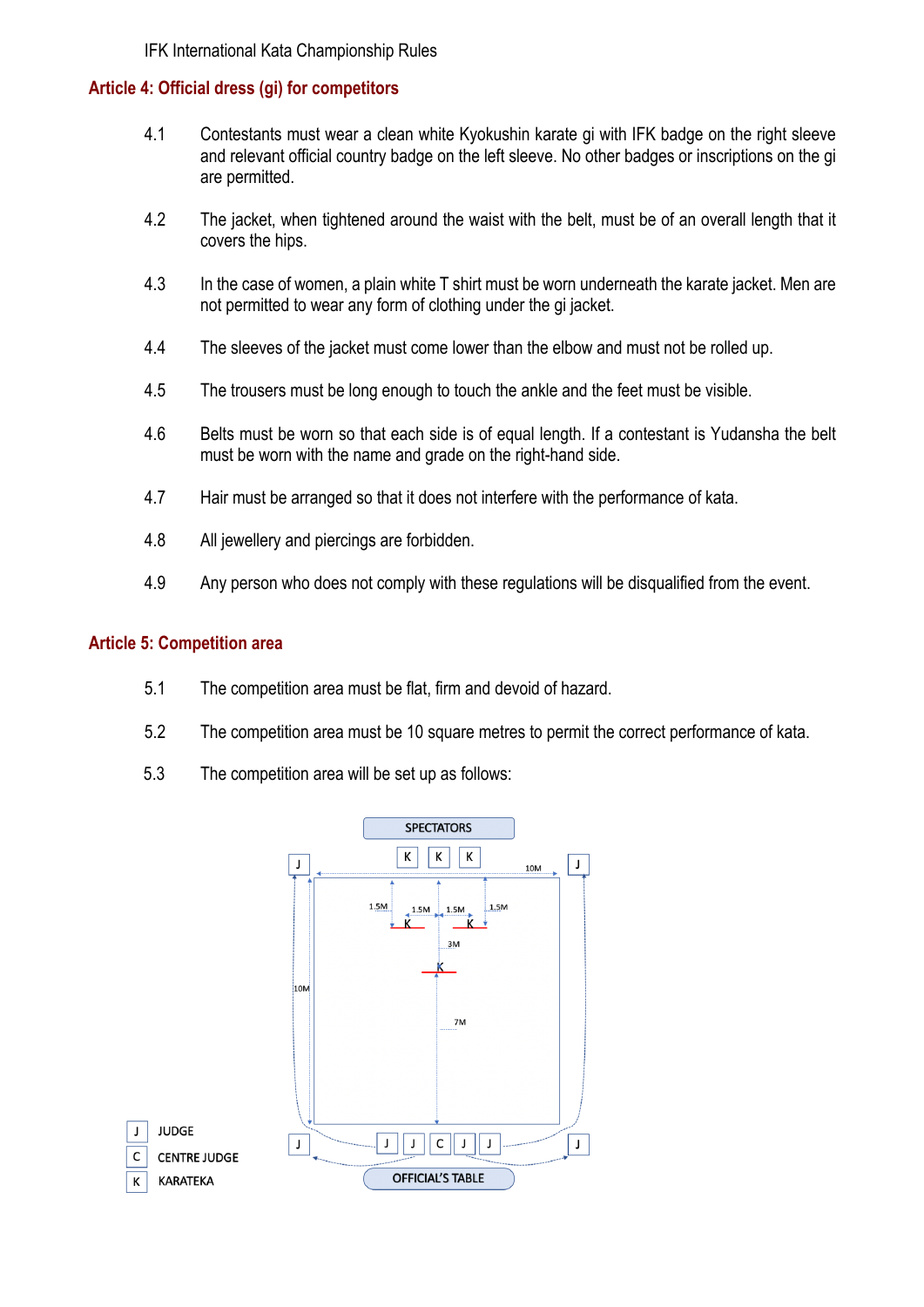## Article 4: Official dress (gi) for competitors

4.1 Contestants must wear a clean white Kyokushin karate gi with IFK badge on the right sleeve and relevant official country badge on the left sleeve. No other badges or inscriptions on the gi are permitted.

4.2 The jacket, when tightened around the waist with the belt, must be of an overall length that it covers the hips.

4.3 In the case of women, a plain white T shirt must be worn underneath the karate jacket. Men are not permitted to wear any form of clothing under the gi jacket.

4.4 The sleeves of the jacket must come lower than the elbow and must not be rolled up.

4.5 The trousers must be long enough to touch the ankle and the feet must be visible.

4.6 Belts must be worn so that each side is of equal length. If a contestant is Yudansha the belt must be worn with the name and grade on the right-hand side.

4.7 Hair must be arranged so that it does not interfere with the performance of kata.

4.8 All jewellery and piercings are forbidden.

4.9 Any person who does not comply with these regulations will be disqualified from the event.

## Article 5: Competition area

5.1 The competition area must be flat, firm and devoid of hazard.

5.2 The competition area must be 10 square metres to permit the correct performance of kata.

5.3 The competition area will be set up as follows:

SPECTATORS

K K K

J J

10M

1.5M 1.5M 1.5M 1.5M

K K

3M

K

10M

7M

J J J C J J J

OFFICIAL'S TABLE

| | |
|---|---|
| J | JUDGE |
| C | CENTRE JUDGE |
| K | KARATEKA |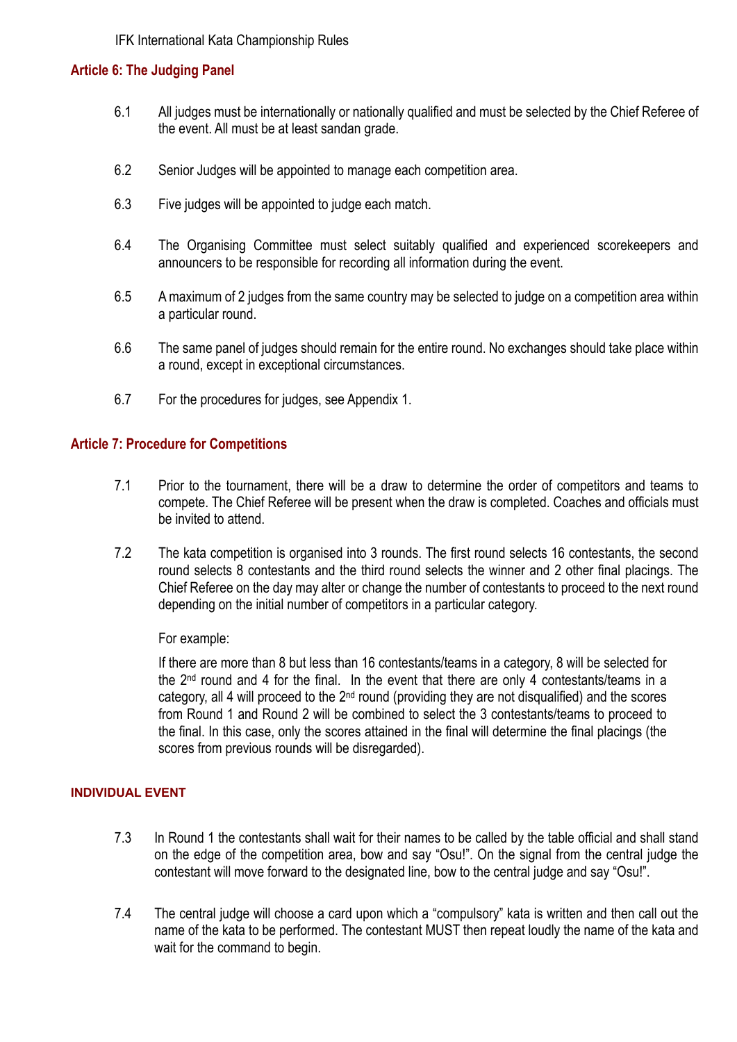## Article 6: The Judging Panel

6.1 All judges must be internationally or nationally qualified and must be selected by the Chief Referee of the event. All must be at least sandan grade.

6.2 Senior Judges will be appointed to manage each competition area.

6.3 Five judges will be appointed to judge each match.

6.4 The Organising Committee must select suitably qualified and experienced scorekeepers and announcers to be responsible for recording all information during the event.

6.5 A maximum of 2 judges from the same country may be selected to judge on a competition area within a particular round.

6.6 The same panel of judges should remain for the entire round. No exchanges should take place within a round, except in exceptional circumstances.

6.7 For the procedures for judges, see Appendix 1.

## Article 7: Procedure for Competitions

7.1 Prior to the tournament, there will be a draw to determine the order of competitors and teams to compete. The Chief Referee will be present when the draw is completed. Coaches and officials must be invited to attend.

7.2 The kata competition is organised into 3 rounds. The first round selects 16 contestants, the second round selects 8 contestants and the third round selects the winner and 2 other final placings. The Chief Referee on the day may alter or change the number of contestants to proceed to the next round depending on the initial number of competitors in a particular category.

For example:

If there are more than 8 but less than 16 contestants/teams in a category, 8 will be selected for the 2nd round and 4 for the final. In the event that there are only 4 contestants/teams in a category, all 4 will proceed to the 2nd round (providing they are not disqualified) and the scores from Round 1 and Round 2 will be combined to select the 3 contestants/teams to proceed to the final. In this case, only the scores attained in the final will determine the final placings (the scores from previous rounds will be disregarded).

### INDIVIDUAL EVENT

7.3 In Round 1 the contestants shall wait for their names to be called by the table official and shall stand on the edge of the competition area, bow and say "Osu!". On the signal from the central judge the contestant will move forward to the designated line, bow to the central judge and say "Osu!".

7.4 The central judge will choose a card upon which a "compulsory" kata is written and then call out the name of the kata to be performed. The contestant MUST then repeat loudly the name of the kata and wait for the command to begin.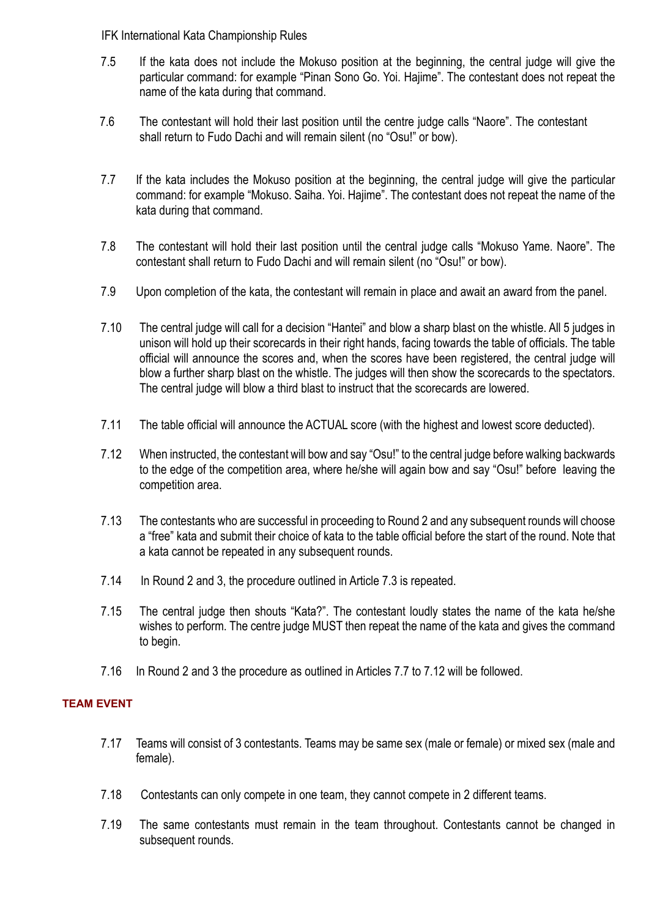7.5 If the kata does not include the Mokuso position at the beginning, the central judge will give the particular command: for example "Pinan Sono Go. Yoi. Hajime". The contestant does not repeat the name of the kata during that command.

7.6 The contestant will hold their last position until the centre judge calls "Naore". The contestant shall return to Fudo Dachi and will remain silent (no "Osu!" or bow).

7.7 If the kata includes the Mokuso position at the beginning, the central judge will give the particular command: for example "Mokuso. Saiha. Yoi. Hajime". The contestant does not repeat the name of the kata during that command.

7.8 The contestant will hold their last position until the central judge calls "Mokuso Yame. Naore". The contestant shall return to Fudo Dachi and will remain silent (no "Osu!" or bow).

7.9 Upon completion of the kata, the contestant will remain in place and await an award from the panel.

7.10 The central judge will call for a decision "Hantei" and blow a sharp blast on the whistle. All 5 judges in unison will hold up their scorecards in their right hands, facing towards the table of officials. The table official will announce the scores and, when the scores have been registered, the central judge will blow a further sharp blast on the whistle. The judges will then show the scorecards to the spectators. The central judge will blow a third blast to instruct that the scorecards are lowered.

7.11 The table official will announce the ACTUAL score (with the highest and lowest score deducted).

7.12 When instructed, the contestant will bow and say "Osu!" to the central judge before walking backwards to the edge of the competition area, where he/she will again bow and say "Osu!" before leaving the competition area.

7.13 The contestants who are successful in proceeding to Round 2 and any subsequent rounds will choose a "free" kata and submit their choice of kata to the table official before the start of the round. Note that a kata cannot be repeated in any subsequent rounds.

7.14 In Round 2 and 3, the procedure outlined in Article 7.3 is repeated.

7.15 The central judge then shouts "Kata?". The contestant loudly states the name of the kata he/she wishes to perform. The centre judge MUST then repeat the name of the kata and gives the command to begin.

7.16 In Round 2 and 3 the procedure as outlined in Articles 7.7 to 7.12 will be followed.

## TEAM EVENT

7.17 Teams will consist of 3 contestants. Teams may be same sex (male or female) or mixed sex (male and female).

7.18 Contestants can only compete in one team, they cannot compete in 2 different teams.

7.19 The same contestants must remain in the team throughout. Contestants cannot be changed in subsequent rounds.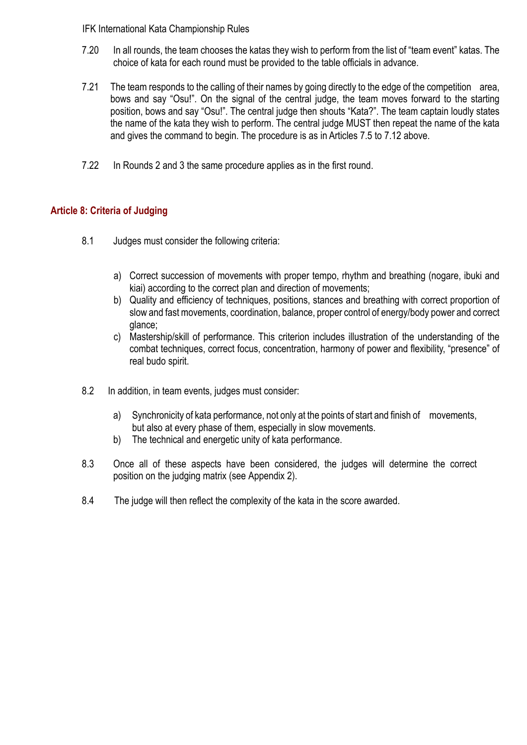7.20 In all rounds, the team chooses the katas they wish to perform from the list of "team event" katas. The choice of kata for each round must be provided to the table officials in advance.

7.21 The team responds to the calling of their names by going directly to the edge of the competition area, bows and say "Osu!". On the signal of the central judge, the team moves forward to the starting position, bows and say "Osu!". The central judge then shouts "Kata?". The team captain loudly states the name of the kata they wish to perform. The central judge MUST then repeat the name of the kata and gives the command to begin. The procedure is as in Articles 7.5 to 7.12 above.

7.22 In Rounds 2 and 3 the same procedure applies as in the first round.

## Article 8: Criteria of Judging

8.1 Judges must consider the following criteria:

a) Correct succession of movements with proper tempo, rhythm and breathing (nogare, ibuki and kiai) according to the correct plan and direction of movements;
b) Quality and efficiency of techniques, positions, stances and breathing with correct proportion of slow and fast movements, coordination, balance, proper control of energy/body power and correct glance;
c) Mastership/skill of performance. This criterion includes illustration of the understanding of the combat techniques, correct focus, concentration, harmony of power and flexibility, "presence" of real budo spirit.

8.2 In addition, in team events, judges must consider:

a) Synchronicity of kata performance, not only at the points of start and finish of movements, but also at every phase of them, especially in slow movements.
b) The technical and energetic unity of kata performance.

8.3 Once all of these aspects have been considered, the judges will determine the correct position on the judging matrix (see Appendix 2).

8.4 The judge will then reflect the complexity of the kata in the score awarded.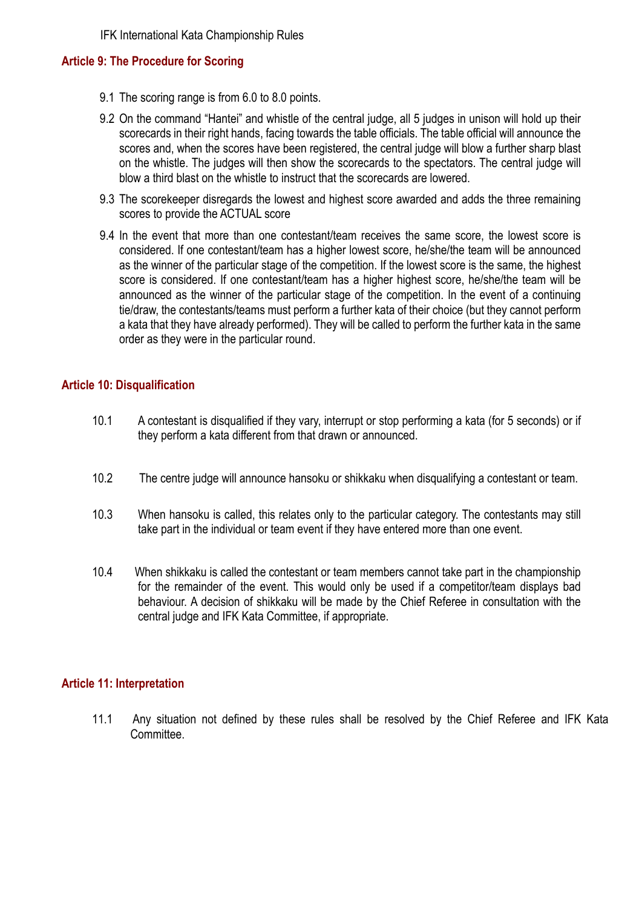## Article 9: The Procedure for Scoring

9.1 The scoring range is from 6.0 to 8.0 points.

9.2 On the command "Hantei" and whistle of the central judge, all 5 judges in unison will hold up their scorecards in their right hands, facing towards the table officials. The table official will announce the scores and, when the scores have been registered, the central judge will blow a further sharp blast on the whistle. The judges will then show the scorecards to the spectators. The central judge will blow a third blast on the whistle to instruct that the scorecards are lowered.

9.3 The scorekeeper disregards the lowest and highest score awarded and adds the three remaining scores to provide the ACTUAL score

9.4 In the event that more than one contestant/team receives the same score, the lowest score is considered. If one contestant/team has a higher lowest score, he/she/the team will be announced as the winner of the particular stage of the competition. If the lowest score is the same, the highest score is considered. If one contestant/team has a higher highest score, he/she/the team will be announced as the winner of the particular stage of the competition. In the event of a continuing tie/draw, the contestants/teams must perform a further kata of their choice (but they cannot perform a kata that they have already performed). They will be called to perform the further kata in the same order as they were in the particular round.

## Article 10: Disqualification

10.1 A contestant is disqualified if they vary, interrupt or stop performing a kata (for 5 seconds) or if they perform a kata different from that drawn or announced.

10.2 The centre judge will announce hansoku or shikkaku when disqualifying a contestant or team.

10.3 When hansoku is called, this relates only to the particular category. The contestants may still take part in the individual or team event if they have entered more than one event.

10.4 When shikkaku is called the contestant or team members cannot take part in the championship for the remainder of the event. This would only be used if a competitor/team displays bad behaviour. A decision of shikkaku will be made by the Chief Referee in consultation with the central judge and IFK Kata Committee, if appropriate.

## Article 11: Interpretation

11.1 Any situation not defined by these rules shall be resolved by the Chief Referee and IFK Kata Committee.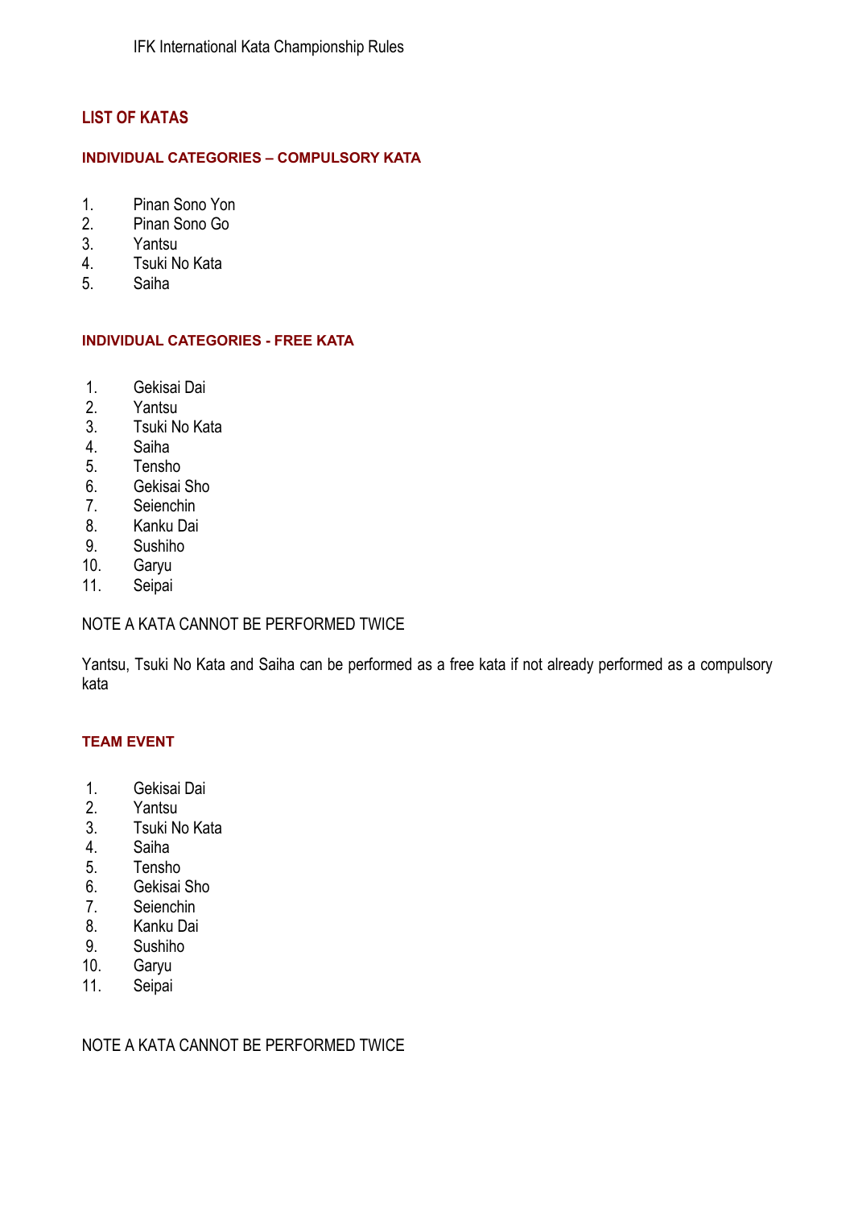## LIST OF KATAS

### INDIVIDUAL CATEGORIES – COMPULSORY KATA

1. Pinan Sono Yon
2. Pinan Sono Go
3. Yantsu
4. Tsuki No Kata
5. Saiha

### INDIVIDUAL CATEGORIES - FREE KATA

1. Gekisai Dai
2. Yantsu
3. Tsuki No Kata
4. Saiha
5. Tensho
6. Gekisai Sho
7. Seienchin
8. Kanku Dai
9. Sushiho
10. Garyu
11. Seipai

NOTE A KATA CANNOT BE PERFORMED TWICE

Yantsu, Tsuki No Kata and Saiha can be performed as a free kata if not already performed as a compulsory kata

### TEAM EVENT

1. Gekisai Dai
2. Yantsu
3. Tsuki No Kata
4. Saiha
5. Tensho
6. Gekisai Sho
7. Seienchin
8. Kanku Dai
9. Sushiho
10. Garyu
11. Seipai

NOTE A KATA CANNOT BE PERFORMED TWICE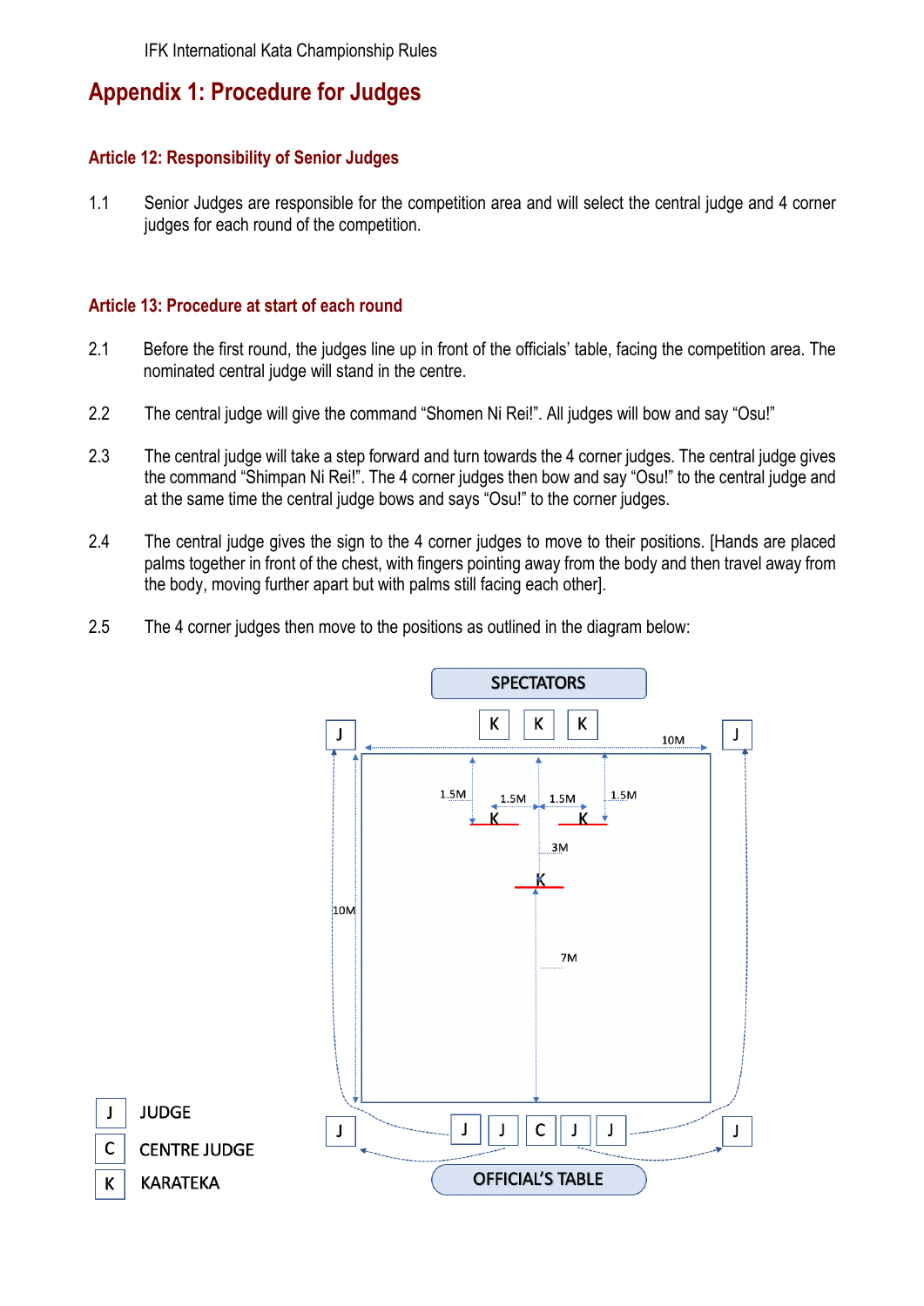## Appendix 1: Procedure for Judges

### Article 12: Responsibility of Senior Judges

1.1 Senior Judges are responsible for the competition area and will select the central judge and 4 corner judges for each round of the competition.

### Article 13: Procedure at start of each round

2.1 Before the first round, the judges line up in front of the officials' table, facing the competition area. The nominated central judge will stand in the centre.

2.2 The central judge will give the command "Shomen Ni Rei!". All judges will bow and say "Osu!"

2.3 The central judge will take a step forward and turn towards the 4 corner judges. The central judge gives the command "Shimpan Ni Rei!". The 4 corner judges then bow and say "Osu!" to the central judge and at the same time the central judge bows and says "Osu!" to the corner judges.

2.4 The central judge gives the sign to the 4 corner judges to move to their positions. [Hands are placed palms together in front of the chest, with fingers pointing away from the body and then travel away from the body, moving further apart but with palms still facing each other].

2.5 The 4 corner judges then move to the positions as outlined in the diagram below:

SPECTATORS

J K K K J

10M

1.5M 1.5M 1.5M 1.5M

K K

3M

K

10M

7M

J J J C J J J

OFFICIAL'S TABLE

J JUDGE

C CENTRE JUDGE

K KARATEKA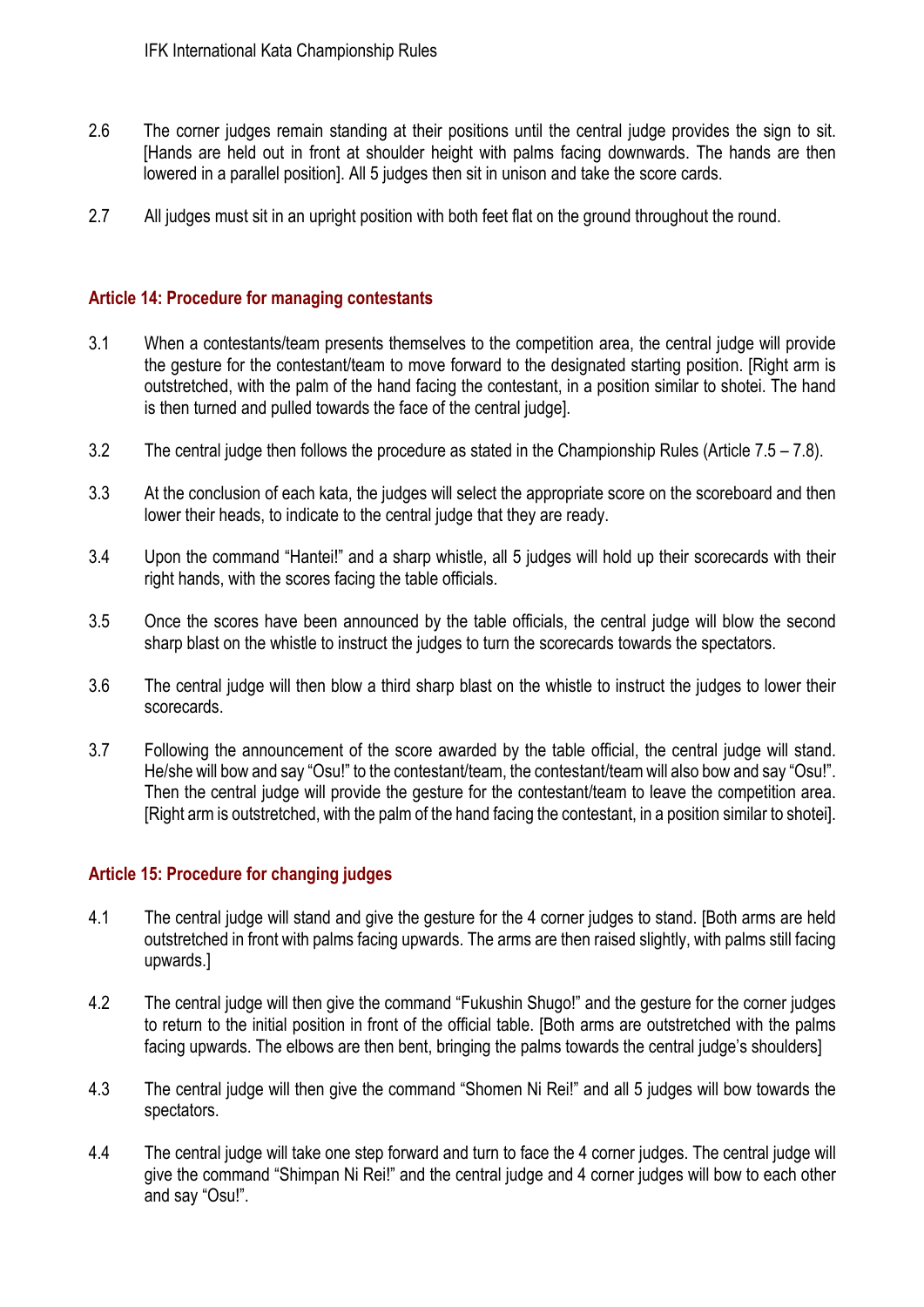2.6 The corner judges remain standing at their positions until the central judge provides the sign to sit. [Hands are held out in front at shoulder height with palms facing downwards. The hands are then lowered in a parallel position]. All 5 judges then sit in unison and take the score cards.

2.7 All judges must sit in an upright position with both feet flat on the ground throughout the round.

## Article 14: Procedure for managing contestants

3.1 When a contestants/team presents themselves to the competition area, the central judge will provide the gesture for the contestant/team to move forward to the designated starting position. [Right arm is outstretched, with the palm of the hand facing the contestant, in a position similar to shotei. The hand is then turned and pulled towards the face of the central judge].

3.2 The central judge then follows the procedure as stated in the Championship Rules (Article 7.5 – 7.8).

3.3 At the conclusion of each kata, the judges will select the appropriate score on the scoreboard and then lower their heads, to indicate to the central judge that they are ready.

3.4 Upon the command "Hantei!" and a sharp whistle, all 5 judges will hold up their scorecards with their right hands, with the scores facing the table officials.

3.5 Once the scores have been announced by the table officials, the central judge will blow the second sharp blast on the whistle to instruct the judges to turn the scorecards towards the spectators.

3.6 The central judge will then blow a third sharp blast on the whistle to instruct the judges to lower their scorecards.

3.7 Following the announcement of the score awarded by the table official, the central judge will stand. He/she will bow and say "Osu!" to the contestant/team, the contestant/team will also bow and say "Osu!". Then the central judge will provide the gesture for the contestant/team to leave the competition area. [Right arm is outstretched, with the palm of the hand facing the contestant, in a position similar to shotei].

## Article 15: Procedure for changing judges

4.1 The central judge will stand and give the gesture for the 4 corner judges to stand. [Both arms are held outstretched in front with palms facing upwards. The arms are then raised slightly, with palms still facing upwards.]

4.2 The central judge will then give the command "Fukushin Shugo!" and the gesture for the corner judges to return to the initial position in front of the official table. [Both arms are outstretched with the palms facing upwards. The elbows are then bent, bringing the palms towards the central judge's shoulders]

4.3 The central judge will then give the command "Shomen Ni Rei!" and all 5 judges will bow towards the spectators.

4.4 The central judge will take one step forward and turn to face the 4 corner judges. The central judge will give the command "Shimpan Ni Rei!" and the central judge and 4 corner judges will bow to each other and say "Osu!".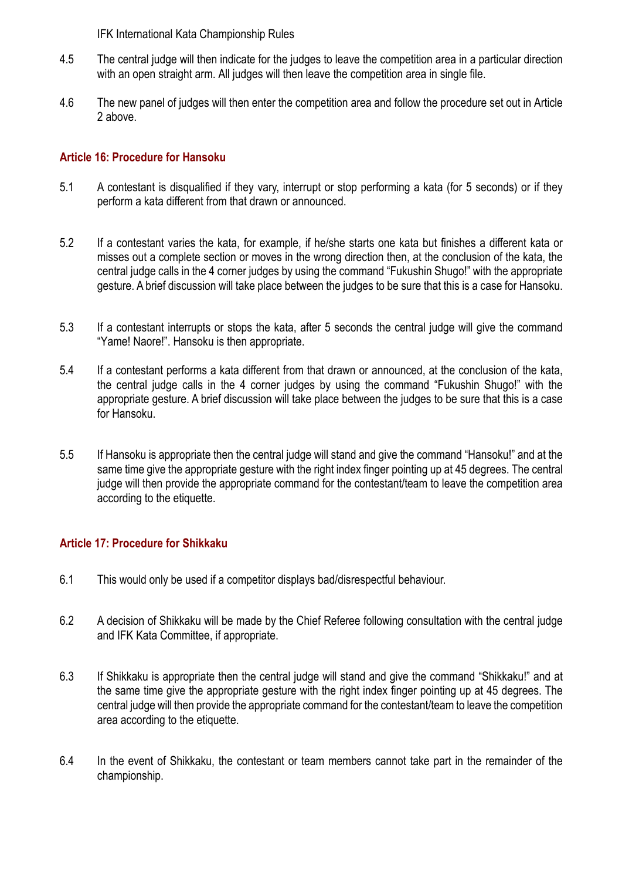4.5 The central judge will then indicate for the judges to leave the competition area in a particular direction with an open straight arm. All judges will then leave the competition area in single file.

4.6 The new panel of judges will then enter the competition area and follow the procedure set out in Article 2 above.

## Article 16: Procedure for Hansoku

5.1 A contestant is disqualified if they vary, interrupt or stop performing a kata (for 5 seconds) or if they perform a kata different from that drawn or announced.

5.2 If a contestant varies the kata, for example, if he/she starts one kata but finishes a different kata or misses out a complete section or moves in the wrong direction then, at the conclusion of the kata, the central judge calls in the 4 corner judges by using the command "Fukushin Shugo!" with the appropriate gesture. A brief discussion will take place between the judges to be sure that this is a case for Hansoku.

5.3 If a contestant interrupts or stops the kata, after 5 seconds the central judge will give the command "Yame! Naore!". Hansoku is then appropriate.

5.4 If a contestant performs a kata different from that drawn or announced, at the conclusion of the kata, the central judge calls in the 4 corner judges by using the command "Fukushin Shugo!" with the appropriate gesture. A brief discussion will take place between the judges to be sure that this is a case for Hansoku.

5.5 If Hansoku is appropriate then the central judge will stand and give the command "Hansoku!" and at the same time give the appropriate gesture with the right index finger pointing up at 45 degrees. The central judge will then provide the appropriate command for the contestant/team to leave the competition area according to the etiquette.

## Article 17: Procedure for Shikkaku

6.1 This would only be used if a competitor displays bad/disrespectful behaviour.

6.2 A decision of Shikkaku will be made by the Chief Referee following consultation with the central judge and IFK Kata Committee, if appropriate.

6.3 If Shikkaku is appropriate then the central judge will stand and give the command "Shikkaku!" and at the same time give the appropriate gesture with the right index finger pointing up at 45 degrees. The central judge will then provide the appropriate command for the contestant/team to leave the competition area according to the etiquette.

6.4 In the event of Shikkaku, the contestant or team members cannot take part in the remainder of the championship.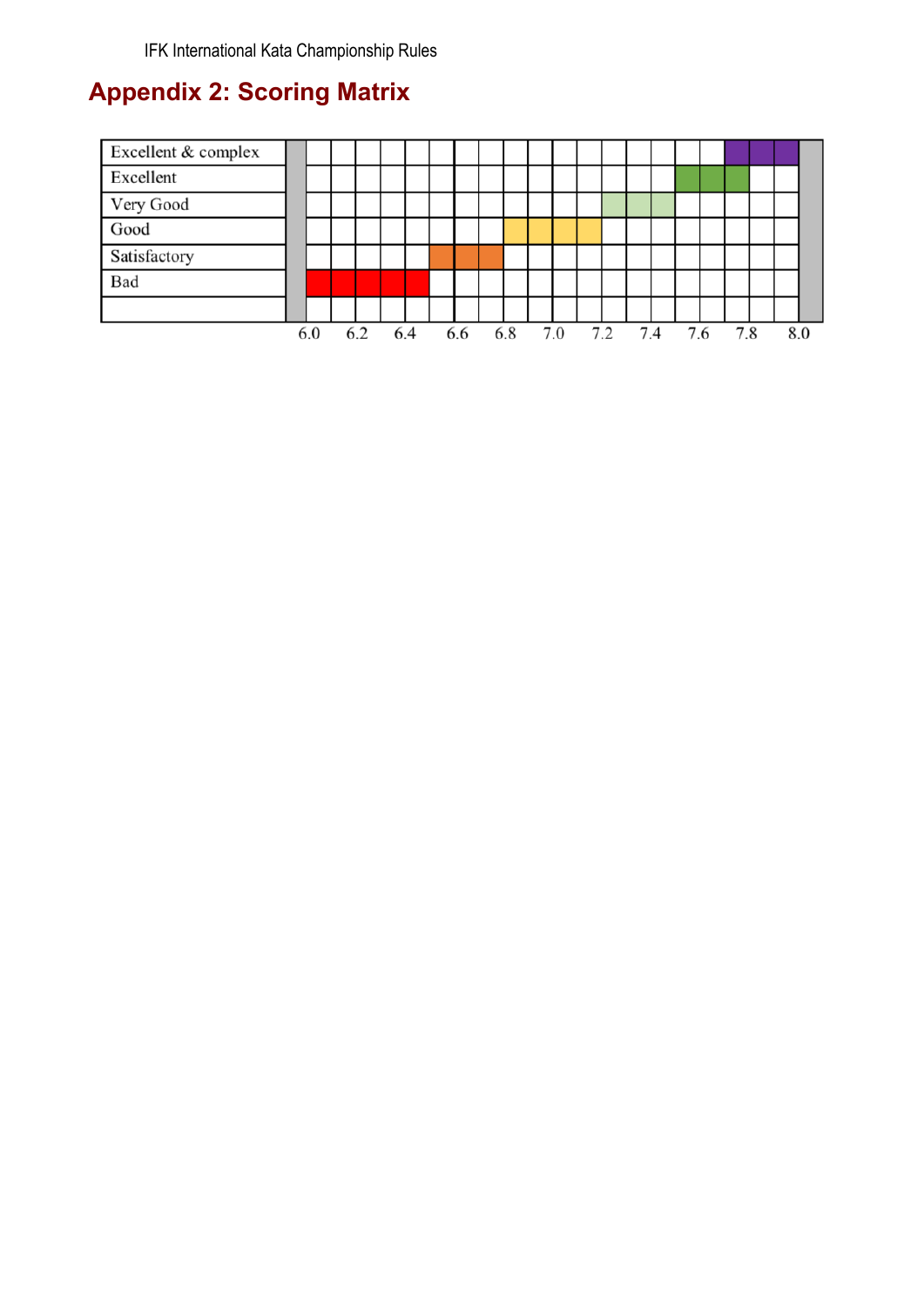# Appendix 2: Scoring Matrix

Excellent & complex

Excellent

Very Good

Good

Satisfactory

Bad

6.0 6.2 6.4 6.6 6.8 7.0 7.2 7.4 7.6 7.8 8.0